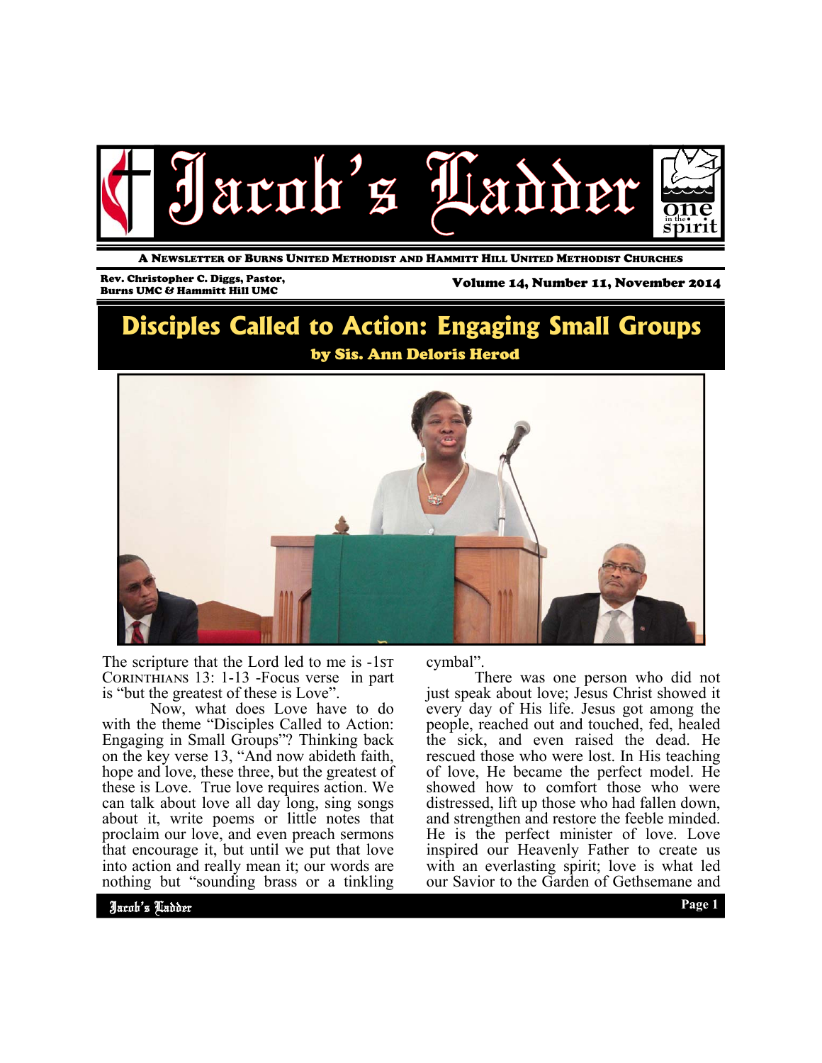# Jacob's Ladder

A NEWSLETTER OF BURNS UNITED METHODIST AND HAMMITT HILL UNITED METHODIST CHURCHES

Rev. Christopher C. Diggs, Pastor,
Burns UMC & Hammitt Hill UMC

Volume 14, Number 11, November 2014

## Disciples Called to Action: Engaging Small Groups

**by Sis. Ann Deloris Herod**

The scripture that the Lord led to me is -1ST CORINTHIANS 13: 1-13 -Focus verse in part is "but the greatest of these is Love".

Now, what does Love have to do with the theme "Disciples Called to Action: Engaging in Small Groups"? Thinking back on the key verse 13, "And now abideth faith, hope and love, these three, but the greatest of these is Love. True love requires action. We can talk about love all day long, sing songs about it, write poems or little notes that proclaim our love, and even preach sermons that encourage it, but until we put that love into action and really mean it; our words are nothing but "sounding brass or a tinkling cymbal".

There was one person who did not just speak about love; Jesus Christ showed it every day of His life. Jesus got among the people, reached out and touched, fed, healed the sick, and even raised the dead. He rescued those who were lost. In His teaching of love, He became the perfect model. He showed how to comfort those who were distressed, lift up those who had fallen down, and strengthen and restore the feeble minded. He is the perfect minister of love. Love inspired our Heavenly Father to create us with an everlasting spirit; love is what led our Savior to the Garden of Gethsemane and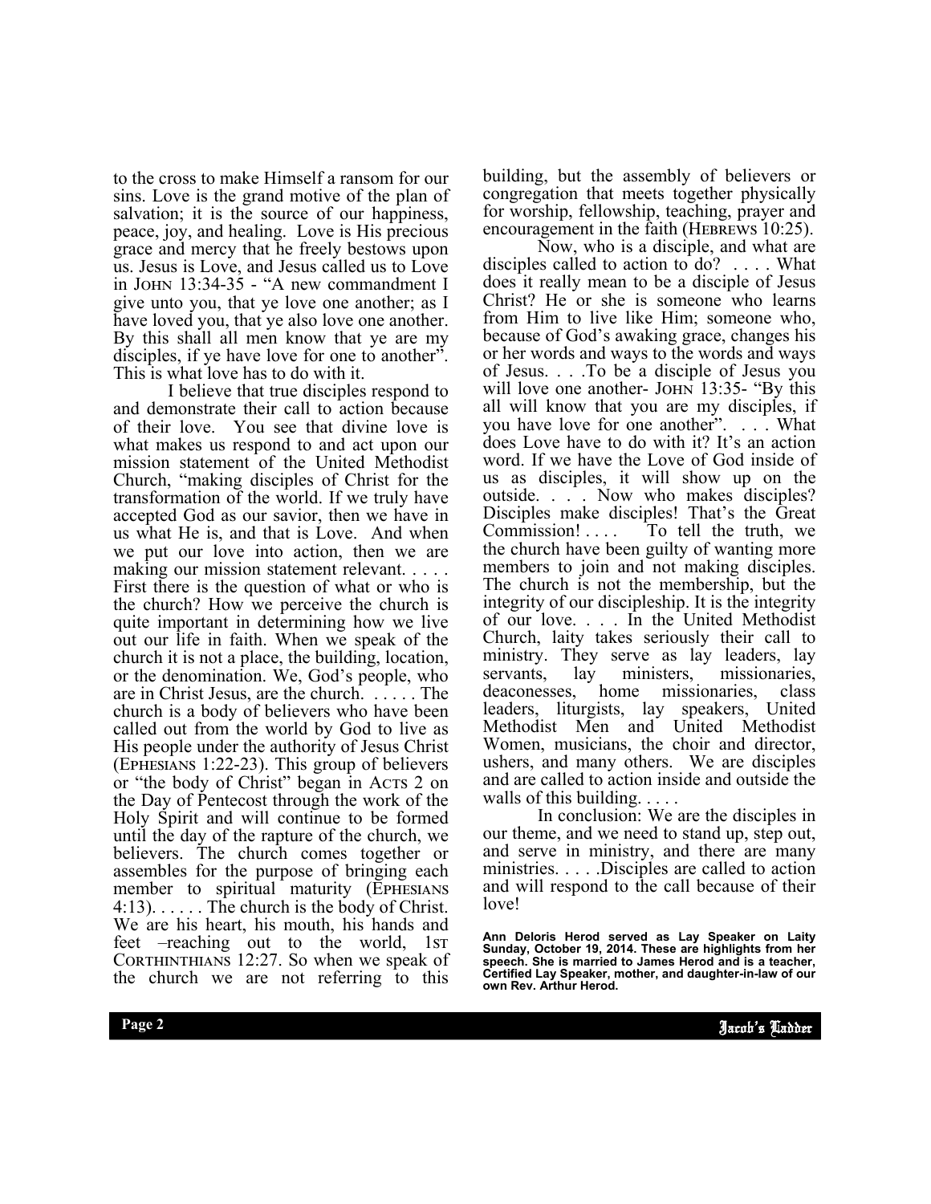to the cross to make Himself a ransom for our sins. Love is the grand motive of the plan of salvation; it is the source of our happiness, peace, joy, and healing. Love is His precious grace and mercy that he freely bestows upon us. Jesus is Love, and Jesus called us to Love in John 13:34-35 - "A new commandment I give unto you, that ye love one another; as I have loved you, that ye also love one another. By this shall all men know that ye are my disciples, if ye have love for one to another". This is what love has to do with it.

I believe that true disciples respond to and demonstrate their call to action because of their love. You see that divine love is what makes us respond to and act upon our mission statement of the United Methodist Church, "making disciples of Christ for the transformation of the world. If we truly have accepted God as our savior, then we have in us what He is, and that is Love. And when we put our love into action, then we are making our mission statement relevant. . . . . First there is the question of what or who is the church? How we perceive the church is quite important in determining how we live out our life in faith. When we speak of the church it is not a place, the building, location, or the denomination. We, God's people, who are in Christ Jesus, are the church. . . . . . The church is a body of believers who have been called out from the world by God to live as His people under the authority of Jesus Christ (Ephesians 1:22-23). This group of believers or "the body of Christ" began in Acts 2 on the Day of Pentecost through the work of the Holy Spirit and will continue to be formed until the day of the rapture of the church, we believers. The church comes together or assembles for the purpose of bringing each member to spiritual maturity (Ephesians 4:13). . . . . . The church is the body of Christ. We are his heart, his mouth, his hands and feet –reaching out to the world, 1st Corthinthians 12:27. So when we speak of the church we are not referring to this building, but the assembly of believers or congregation that meets together physically for worship, fellowship, teaching, prayer and encouragement in the faith (Hebrews 10:25).

Now, who is a disciple, and what are disciples called to action to do? . . . . What does it really mean to be a disciple of Jesus Christ? He or she is someone who learns from Him to live like Him; someone who, because of God's awaking grace, changes his or her words and ways to the words and ways of Jesus. . . .To be a disciple of Jesus you will love one another- John 13:35- "By this all will know that you are my disciples, if you have love for one another". . . . What does Love have to do with it? It's an action word. If we have the Love of God inside of us as disciples, it will show up on the outside. . . . Now who makes disciples? Disciples make disciples! That's the Great Commission! . . . . To tell the truth, we the church have been guilty of wanting more members to join and not making disciples. The church is not the membership, but the integrity of our discipleship. It is the integrity of our love. . . . In the United Methodist Church, laity takes seriously their call to ministry. They serve as lay leaders, lay servants, lay ministers, missionaries, deaconesses, home missionaries, class leaders, liturgists, lay speakers, United Methodist Men and United Methodist Women, musicians, the choir and director, ushers, and many others. We are disciples and are called to action inside and outside the walls of this building. . . . .

In conclusion: We are the disciples in our theme, and we need to stand up, step out, and serve in ministry, and there are many ministries. . . . .Disciples are called to action and will respond to the call because of their love!

**Ann Deloris Herod served as Lay Speaker on Laity Sunday, October 19, 2014. These are highlights from her speech. She is married to James Herod and is a teacher, Certified Lay Speaker, mother, and daughter-in-law of our own Rev. Arthur Herod.**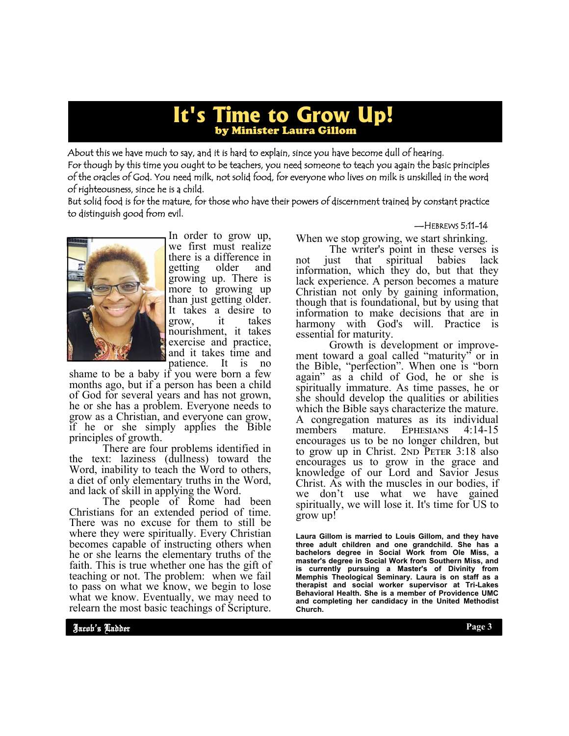# It's Time to Grow Up!

**by Minister Laura Gillom**

About this we have much to say, and it is hard to explain, since you have become dull of hearing. For though by this time you ought to be teachers, you need someone to teach you again the basic principles of the oracles of God. You need milk, not solid food, for everyone who lives on milk is unskilled in the word of righteousness, since he is a child.
But solid food is for the mature, for those who have their powers of discernment trained by constant practice to distinguish good from evil.

—HEBREWS 5:11-14

In order to grow up, we first must realize there is a difference in getting older and growing up. There is more to growing up than just getting older. It takes a desire to grow, it takes nourishment, it takes exercise and practice, and it takes time and patience. It is no shame to be a baby if you were born a few months ago, but if a person has been a child of God for several years and has not grown, he or she has a problem. Everyone needs to grow as a Christian, and everyone can grow, if he or she simply applies the Bible principles of growth.

There are four problems identified in the text: laziness (dullness) toward the Word, inability to teach the Word to others, a diet of only elementary truths in the Word, and lack of skill in applying the Word.

The people of Rome had been Christians for an extended period of time. There was no excuse for them to still be where they were spiritually. Every Christian becomes capable of instructing others when he or she learns the elementary truths of the faith. This is true whether one has the gift of teaching or not. The problem: when we fail to pass on what we know, we begin to lose what we know. Eventually, we may need to relearn the most basic teachings of Scripture. When we stop growing, we start shrinking.

The writer's point in these verses is not just that spiritual babies lack information, which they do, but that they lack experience. A person becomes a mature Christian not only by gaining information, though that is foundational, but by using that information to make decisions that are in harmony with God's will. Practice is essential for maturity.

Growth is development or improvement toward a goal called "maturity" or in the Bible, "perfection". When one is "born again" as a child of God, he or she is spiritually immature. As time passes, he or she should develop the qualities or abilities which the Bible says characterize the mature. A congregation matures as its individual members mature. EPHESIANS 4:14-15 encourages us to be no longer children, but to grow up in Christ. 2ND PETER 3:18 also encourages us to grow in the grace and knowledge of our Lord and Savior Jesus Christ. As with the muscles in our bodies, if we don't use what we have gained spiritually, we will lose it. It's time for US to grow up!

**Laura Gillom is married to Louis Gillom, and they have three adult children and one grandchild. She has a bachelors degree in Social Work from Ole Miss, a master's degree in Social Work from Southern Miss, and is currently pursuing a Master's of Divinity from Memphis Theological Seminary. Laura is on staff as a therapist and social worker supervisor at Tri-Lakes Behavioral Health. She is a member of Providence UMC and completing her candidacy in the United Methodist Church.**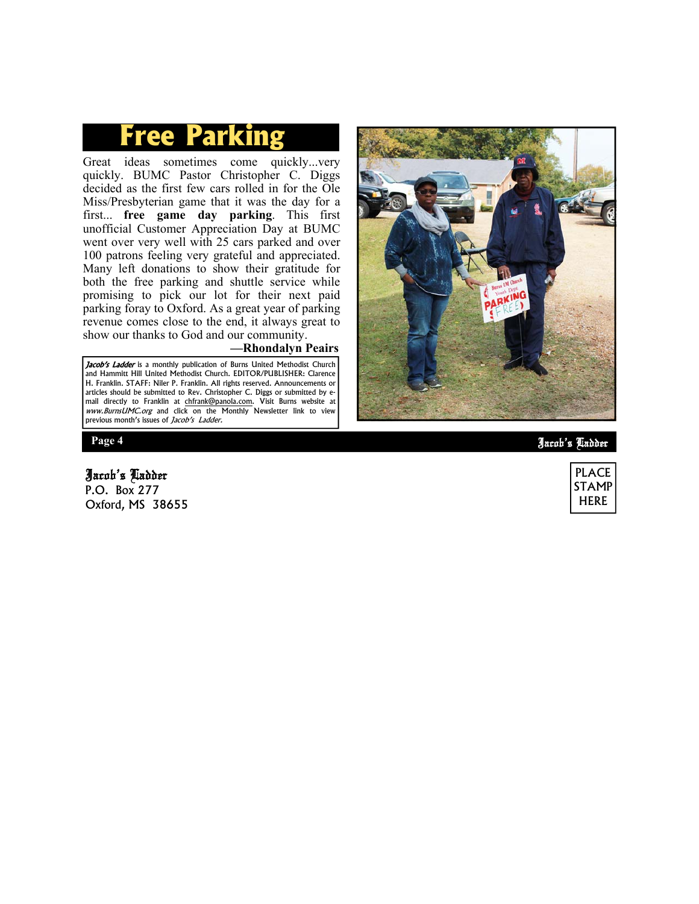# Free Parking

Great ideas sometimes come quickly...very quickly. BUMC Pastor Christopher C. Diggs decided as the first few cars rolled in for the Ole Miss/Presbyterian game that it was the day for a first... **free game day parking**. This first unofficial Customer Appreciation Day at BUMC went over very well with 25 cars parked and over 100 patrons feeling very grateful and appreciated. Many left donations to show their gratitude for both the free parking and shuttle service while promising to pick our lot for their next paid parking foray to Oxford. As a great year of parking revenue comes close to the end, it always great to show our thanks to God and our community.

**—Rhondalyn Peairs**

*Jacob's Ladder* is a monthly publication of Burns United Methodist Church and Hammitt Hill United Methodist Church. EDITOR/PUBLISHER: Clarence H. Franklin. STAFF: Niler P. Franklin. All rights reserved. Announcements or articles should be submitted to Rev. Christopher C. Diggs or submitted by e-mail directly to Franklin at chfrank@panola.com. Visit Burns website at *www.BurnsUMC.org* and click on the Monthly Newsletter link to view previous month's issues of *Jacob's Ladder*.

Jacob's Ladder
P.O. Box 277
Oxford, MS 38655

PLACE STAMP HERE